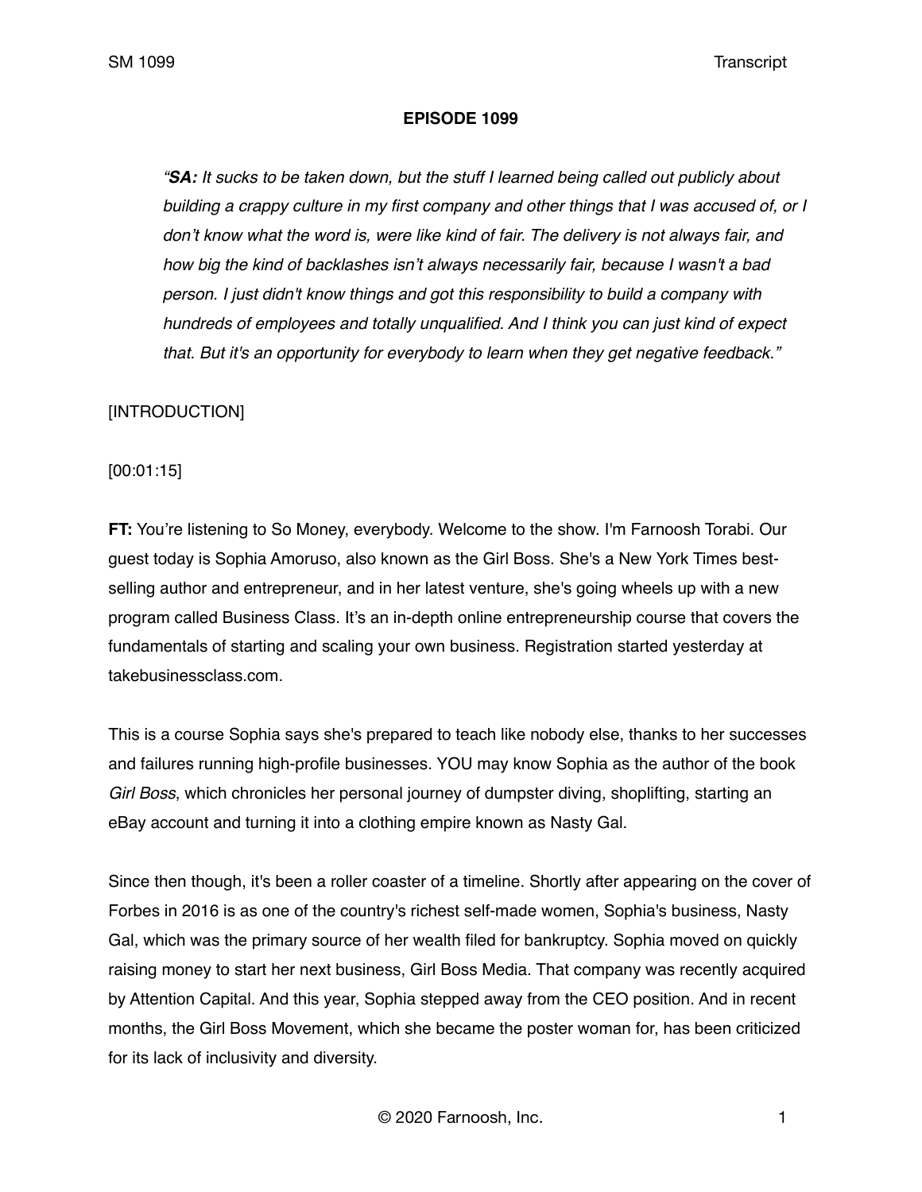**EPISODE 1099**

> *"**SA:** It sucks to be taken down, but the stuff I learned being called out publicly about building a crappy culture in my first company and other things that I was accused of, or I don't know what the word is, were like kind of fair. The delivery is not always fair, and how big the kind of backlashes isn't always necessarily fair, because I wasn't a bad person. I just didn't know things and got this responsibility to build a company with hundreds of employees and totally unqualified. And I think you can just kind of expect that. But it's an opportunity for everybody to learn when they get negative feedback."*

[INTRODUCTION]

[00:01:15]

**FT:** You're listening to So Money, everybody. Welcome to the show. I'm Farnoosh Torabi. Our guest today is Sophia Amoruso, also known as the Girl Boss. She's a New York Times best-selling author and entrepreneur, and in her latest venture, she's going wheels up with a new program called Business Class. It's an in-depth online entrepreneurship course that covers the fundamentals of starting and scaling your own business. Registration started yesterday at takebusinessclass.com.

This is a course Sophia says she's prepared to teach like nobody else, thanks to her successes and failures running high-profile businesses. YOU may know Sophia as the author of the book *Girl Boss*, which chronicles her personal journey of dumpster diving, shoplifting, starting an eBay account and turning it into a clothing empire known as Nasty Gal.

Since then though, it's been a roller coaster of a timeline. Shortly after appearing on the cover of Forbes in 2016 is as one of the country's richest self-made women, Sophia's business, Nasty Gal, which was the primary source of her wealth filed for bankruptcy. Sophia moved on quickly raising money to start her next business, Girl Boss Media. That company was recently acquired by Attention Capital. And this year, Sophia stepped away from the CEO position. And in recent months, the Girl Boss Movement, which she became the poster woman for, has been criticized for its lack of inclusivity and diversity.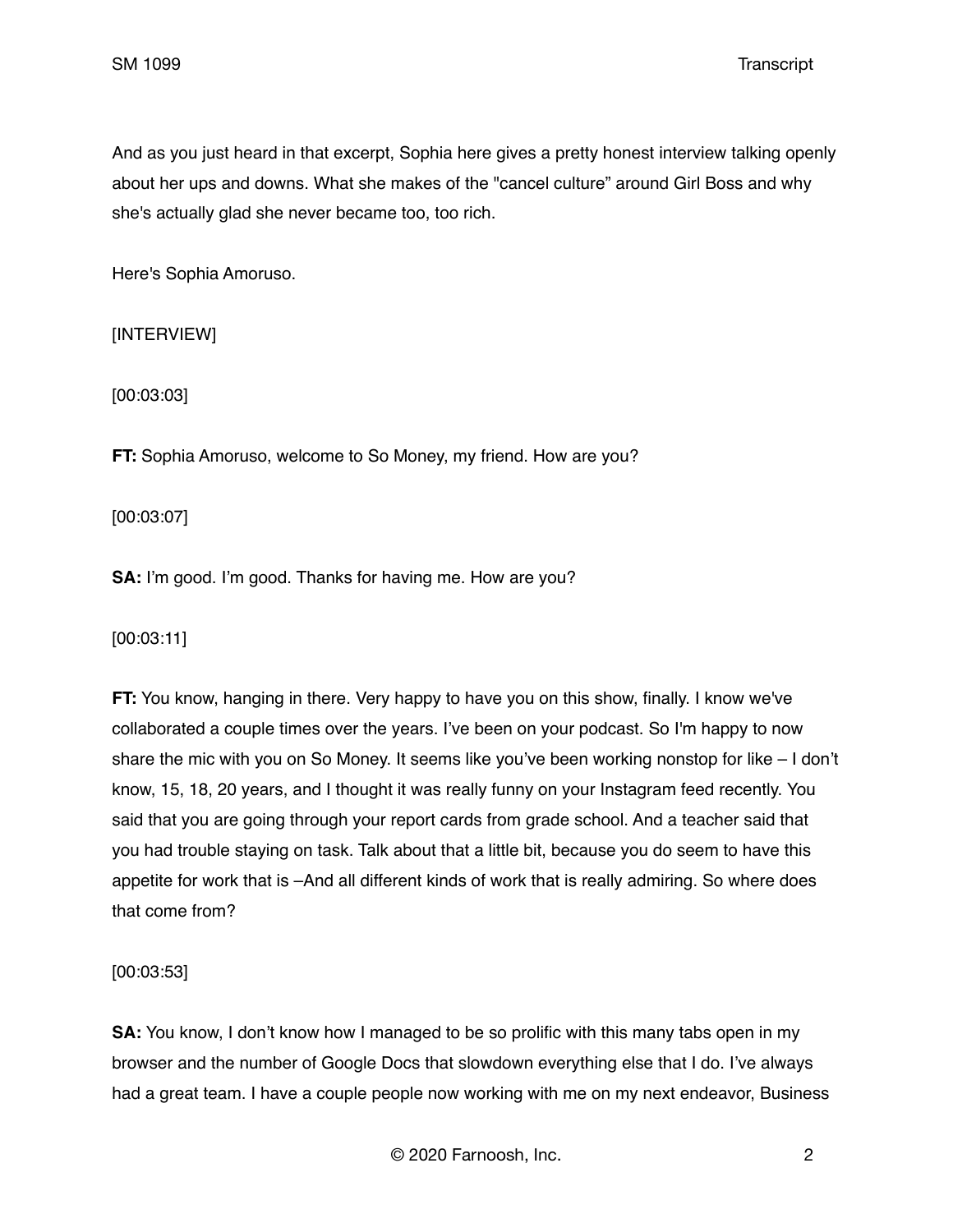And as you just heard in that excerpt, Sophia here gives a pretty honest interview talking openly about her ups and downs. What she makes of the "cancel culture" around Girl Boss and why she's actually glad she never became too, too rich.

Here's Sophia Amoruso.

[INTERVIEW]

[00:03:03]

**FT:** Sophia Amoruso, welcome to So Money, my friend. How are you?

[00:03:07]

**SA:** I'm good. I'm good. Thanks for having me. How are you?

[00:03:11]

**FT:** You know, hanging in there. Very happy to have you on this show, finally. I know we've collaborated a couple times over the years. I've been on your podcast. So I'm happy to now share the mic with you on So Money. It seems like you've been working nonstop for like – I don't know, 15, 18, 20 years, and I thought it was really funny on your Instagram feed recently. You said that you are going through your report cards from grade school. And a teacher said that you had trouble staying on task. Talk about that a little bit, because you do seem to have this appetite for work that is –And all different kinds of work that is really admiring. So where does that come from?

[00:03:53]

**SA:** You know, I don't know how I managed to be so prolific with this many tabs open in my browser and the number of Google Docs that slowdown everything else that I do. I've always had a great team. I have a couple people now working with me on my next endeavor, Business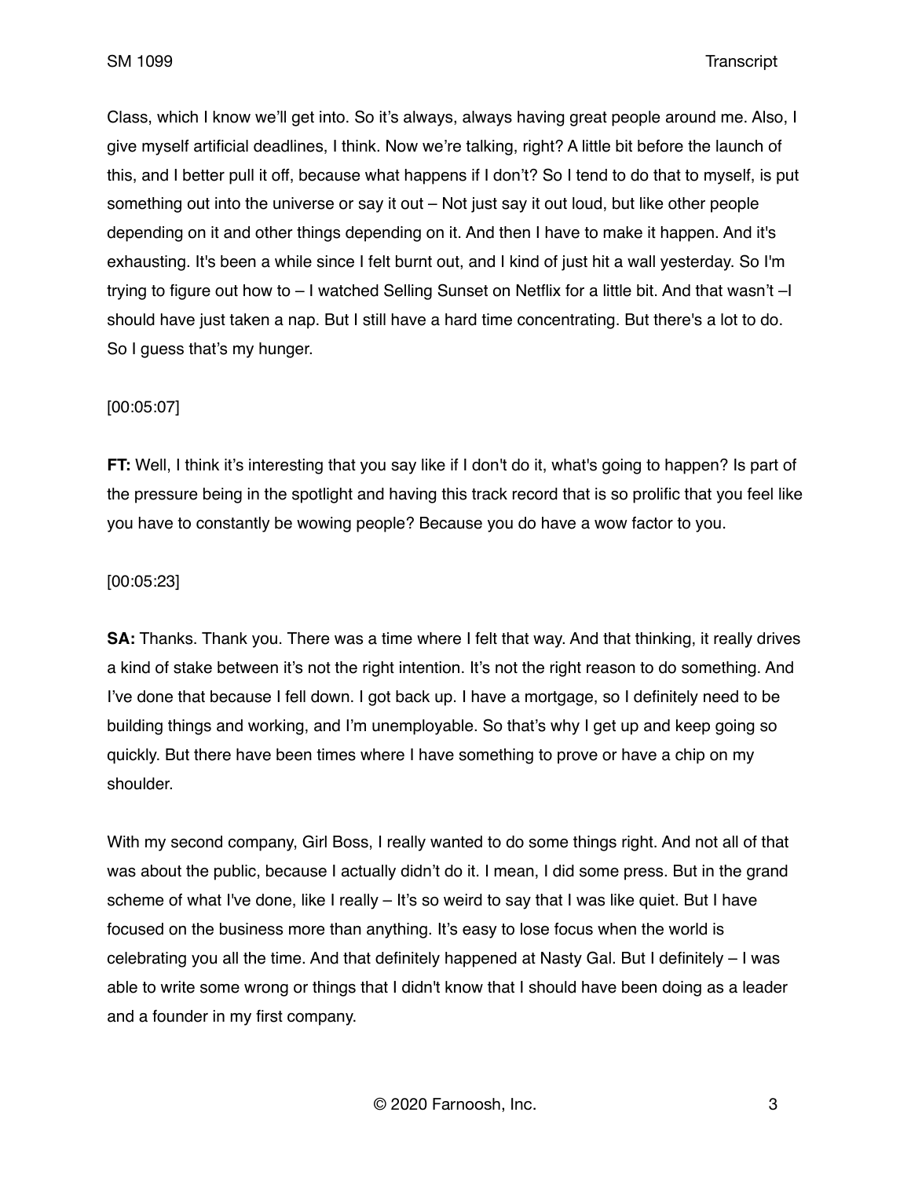Class, which I know we'll get into. So it's always, always having great people around me. Also, I give myself artificial deadlines, I think. Now we're talking, right? A little bit before the launch of this, and I better pull it off, because what happens if I don't? So I tend to do that to myself, is put something out into the universe or say it out – Not just say it out loud, but like other people depending on it and other things depending on it. And then I have to make it happen. And it's exhausting. It's been a while since I felt burnt out, and I kind of just hit a wall yesterday. So I'm trying to figure out how to – I watched Selling Sunset on Netflix for a little bit. And that wasn't –I should have just taken a nap. But I still have a hard time concentrating. But there's a lot to do. So I guess that's my hunger.

[00:05:07]

**FT:** Well, I think it's interesting that you say like if I don't do it, what's going to happen? Is part of the pressure being in the spotlight and having this track record that is so prolific that you feel like you have to constantly be wowing people? Because you do have a wow factor to you.

[00:05:23]

**SA:** Thanks. Thank you. There was a time where I felt that way. And that thinking, it really drives a kind of stake between it's not the right intention. It's not the right reason to do something. And I've done that because I fell down. I got back up. I have a mortgage, so I definitely need to be building things and working, and I'm unemployable. So that's why I get up and keep going so quickly. But there have been times where I have something to prove or have a chip on my shoulder.

With my second company, Girl Boss, I really wanted to do some things right. And not all of that was about the public, because I actually didn't do it. I mean, I did some press. But in the grand scheme of what I've done, like I really – It's so weird to say that I was like quiet. But I have focused on the business more than anything. It's easy to lose focus when the world is celebrating you all the time. And that definitely happened at Nasty Gal. But I definitely – I was able to write some wrong or things that I didn't know that I should have been doing as a leader and a founder in my first company.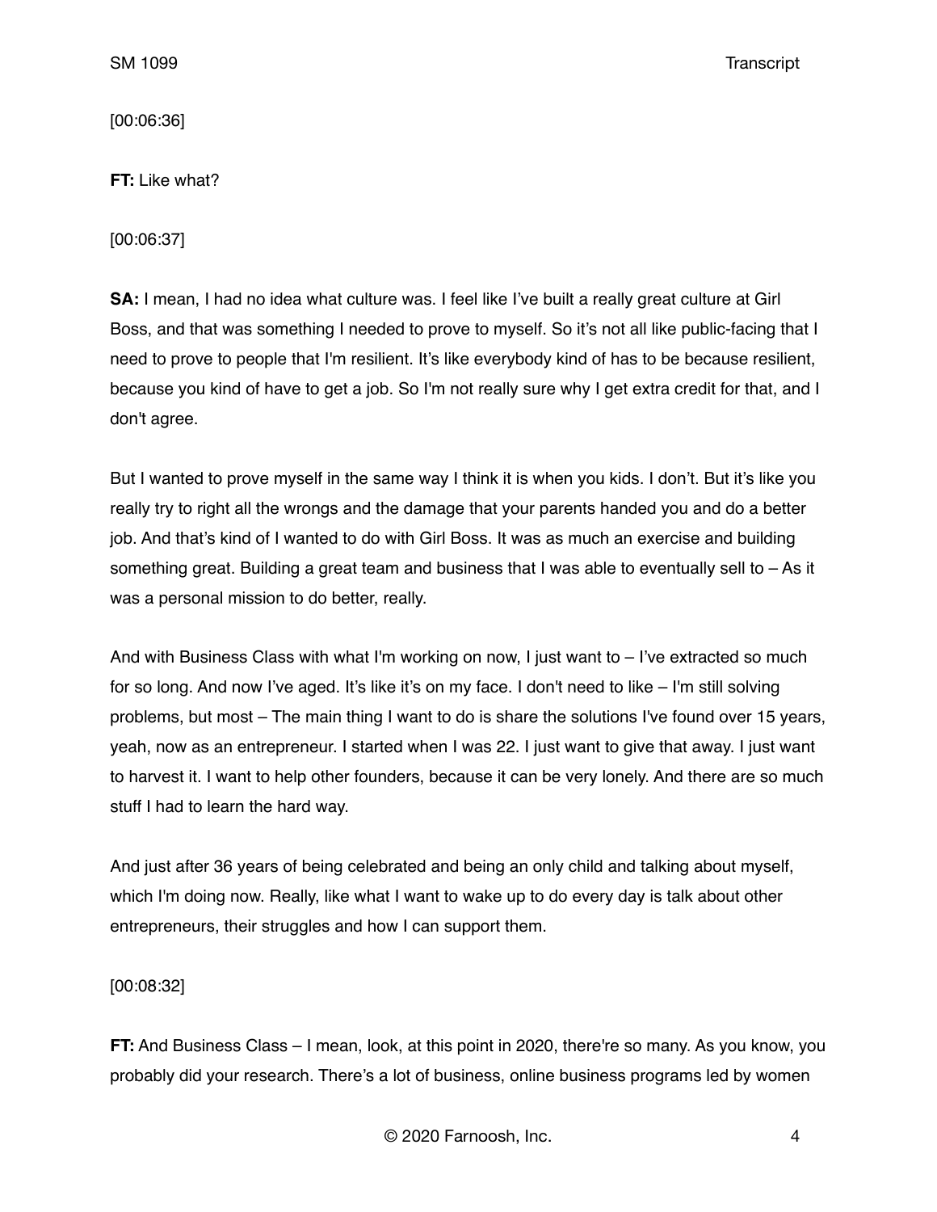[00:06:36]

**FT:** Like what?

[00:06:37]

**SA:** I mean, I had no idea what culture was. I feel like I've built a really great culture at Girl Boss, and that was something I needed to prove to myself. So it's not all like public-facing that I need to prove to people that I'm resilient. It's like everybody kind of has to be because resilient, because you kind of have to get a job. So I'm not really sure why I get extra credit for that, and I don't agree.

But I wanted to prove myself in the same way I think it is when you kids. I don't. But it's like you really try to right all the wrongs and the damage that your parents handed you and do a better job. And that's kind of I wanted to do with Girl Boss. It was as much an exercise and building something great. Building a great team and business that I was able to eventually sell to – As it was a personal mission to do better, really.

And with Business Class with what I'm working on now, I just want to – I've extracted so much for so long. And now I've aged. It's like it's on my face. I don't need to like – I'm still solving problems, but most – The main thing I want to do is share the solutions I've found over 15 years, yeah, now as an entrepreneur. I started when I was 22. I just want to give that away. I just want to harvest it. I want to help other founders, because it can be very lonely. And there are so much stuff I had to learn the hard way.

And just after 36 years of being celebrated and being an only child and talking about myself, which I'm doing now. Really, like what I want to wake up to do every day is talk about other entrepreneurs, their struggles and how I can support them.

[00:08:32]

**FT:** And Business Class – I mean, look, at this point in 2020, there're so many. As you know, you probably did your research. There's a lot of business, online business programs led by women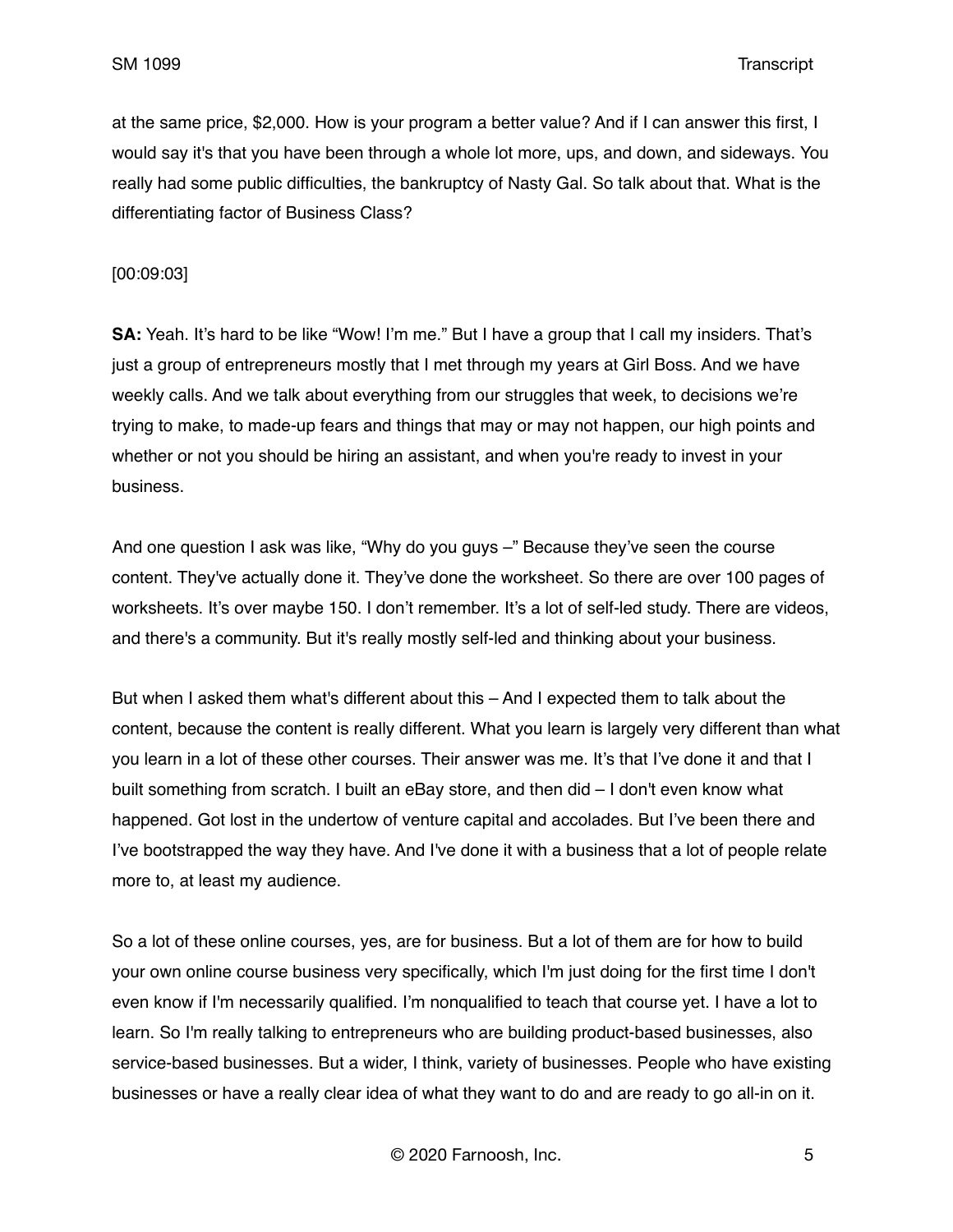at the same price, $2,000. How is your program a better value? And if I can answer this first, I would say it's that you have been through a whole lot more, ups, and down, and sideways. You really had some public difficulties, the bankruptcy of Nasty Gal. So talk about that. What is the differentiating factor of Business Class?

[00:09:03]

**SA:** Yeah. It's hard to be like "Wow! I'm me." But I have a group that I call my insiders. That's just a group of entrepreneurs mostly that I met through my years at Girl Boss. And we have weekly calls. And we talk about everything from our struggles that week, to decisions we're trying to make, to made-up fears and things that may or may not happen, our high points and whether or not you should be hiring an assistant, and when you're ready to invest in your business.

And one question I ask was like, "Why do you guys –" Because they've seen the course content. They've actually done it. They've done the worksheet. So there are over 100 pages of worksheets. It's over maybe 150. I don't remember. It's a lot of self-led study. There are videos, and there's a community. But it's really mostly self-led and thinking about your business.

But when I asked them what's different about this – And I expected them to talk about the content, because the content is really different. What you learn is largely very different than what you learn in a lot of these other courses. Their answer was me. It's that I've done it and that I built something from scratch. I built an eBay store, and then did – I don't even know what happened. Got lost in the undertow of venture capital and accolades. But I've been there and I've bootstrapped the way they have. And I've done it with a business that a lot of people relate more to, at least my audience.

So a lot of these online courses, yes, are for business. But a lot of them are for how to build your own online course business very specifically, which I'm just doing for the first time I don't even know if I'm necessarily qualified. I'm nonqualified to teach that course yet. I have a lot to learn. So I'm really talking to entrepreneurs who are building product-based businesses, also service-based businesses. But a wider, I think, variety of businesses. People who have existing businesses or have a really clear idea of what they want to do and are ready to go all-in on it.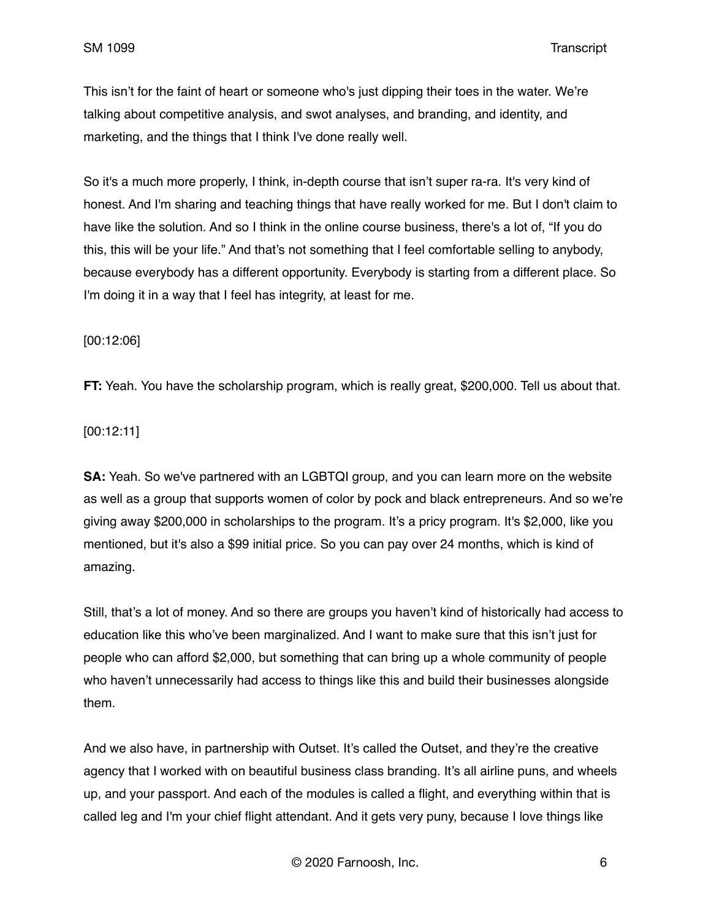This isn't for the faint of heart or someone who's just dipping their toes in the water. We're talking about competitive analysis, and swot analyses, and branding, and identity, and marketing, and the things that I think I've done really well.

So it's a much more properly, I think, in-depth course that isn't super ra-ra. It's very kind of honest. And I'm sharing and teaching things that have really worked for me. But I don't claim to have like the solution. And so I think in the online course business, there's a lot of, "If you do this, this will be your life." And that's not something that I feel comfortable selling to anybody, because everybody has a different opportunity. Everybody is starting from a different place. So I'm doing it in a way that I feel has integrity, at least for me.

[00:12:06]

**FT:** Yeah. You have the scholarship program, which is really great, $200,000. Tell us about that.

[00:12:11]

**SA:** Yeah. So we've partnered with an LGBTQI group, and you can learn more on the website as well as a group that supports women of color by pock and black entrepreneurs. And so we're giving away $200,000 in scholarships to the program. It's a pricy program. It's $2,000, like you mentioned, but it's also a $99 initial price. So you can pay over 24 months, which is kind of amazing.

Still, that's a lot of money. And so there are groups you haven't kind of historically had access to education like this who've been marginalized. And I want to make sure that this isn't just for people who can afford $2,000, but something that can bring up a whole community of people who haven't unnecessarily had access to things like this and build their businesses alongside them.

And we also have, in partnership with Outset. It's called the Outset, and they're the creative agency that I worked with on beautiful business class branding. It's all airline puns, and wheels up, and your passport. And each of the modules is called a flight, and everything within that is called leg and I'm your chief flight attendant. And it gets very puny, because I love things like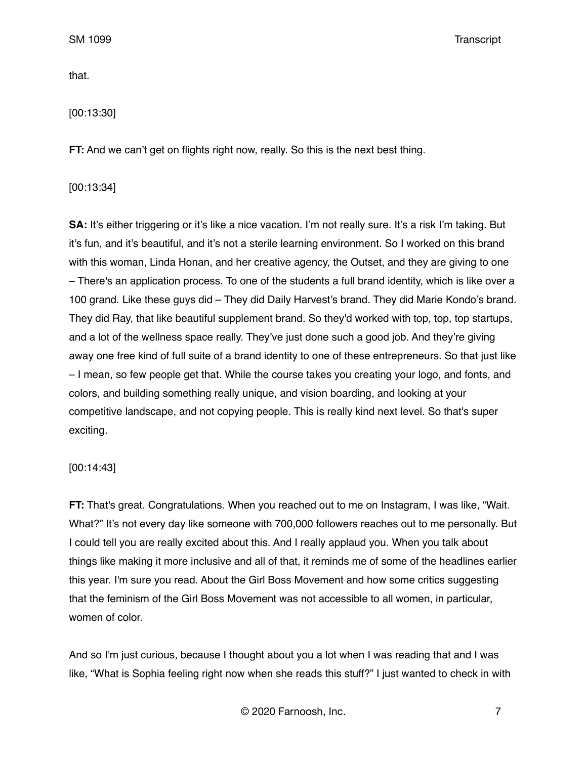that.

[00:13:30]

**FT:** And we can't get on flights right now, really. So this is the next best thing.

[00:13:34]

**SA:** It's either triggering or it's like a nice vacation. I'm not really sure. It's a risk I'm taking. But it's fun, and it's beautiful, and it's not a sterile learning environment. So I worked on this brand with this woman, Linda Honan, and her creative agency, the Outset, and they are giving to one – There's an application process. To one of the students a full brand identity, which is like over a 100 grand. Like these guys did – They did Daily Harvest's brand. They did Marie Kondo's brand. They did Ray, that like beautiful supplement brand. So they'd worked with top, top, top startups, and a lot of the wellness space really. They've just done such a good job. And they're giving away one free kind of full suite of a brand identity to one of these entrepreneurs. So that just like – I mean, so few people get that. While the course takes you creating your logo, and fonts, and colors, and building something really unique, and vision boarding, and looking at your competitive landscape, and not copying people. This is really kind next level. So that's super exciting.

[00:14:43]

**FT:** That's great. Congratulations. When you reached out to me on Instagram, I was like, "Wait. What?" It's not every day like someone with 700,000 followers reaches out to me personally. But I could tell you are really excited about this. And I really applaud you. When you talk about things like making it more inclusive and all of that, it reminds me of some of the headlines earlier this year. I'm sure you read. About the Girl Boss Movement and how some critics suggesting that the feminism of the Girl Boss Movement was not accessible to all women, in particular, women of color.

And so I'm just curious, because I thought about you a lot when I was reading that and I was like, "What is Sophia feeling right now when she reads this stuff?" I just wanted to check in with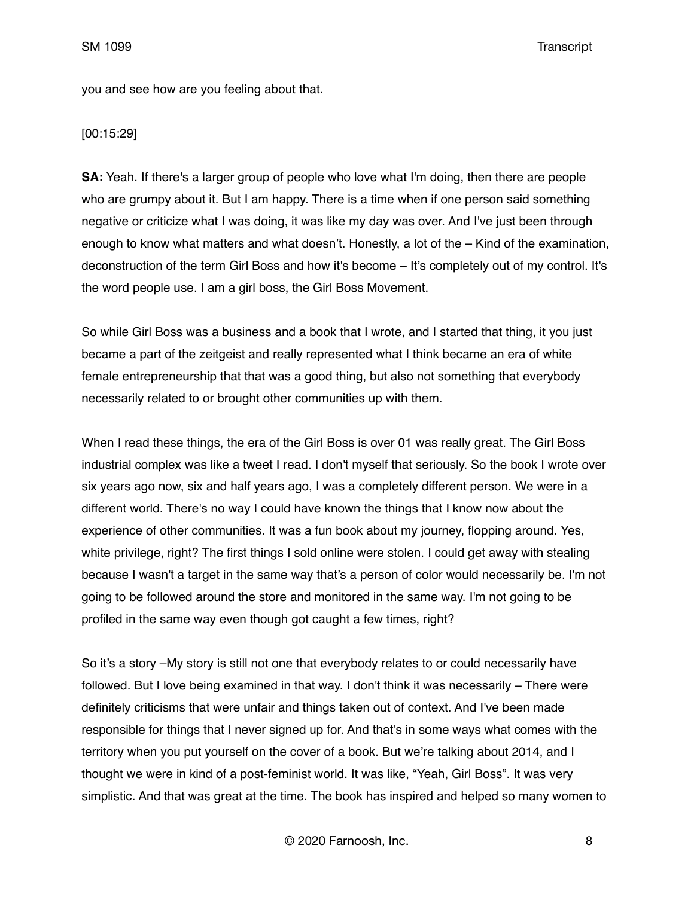you and see how are you feeling about that.

[00:15:29]

**SA:** Yeah. If there's a larger group of people who love what I'm doing, then there are people who are grumpy about it. But I am happy. There is a time when if one person said something negative or criticize what I was doing, it was like my day was over. And I've just been through enough to know what matters and what doesn't. Honestly, a lot of the – Kind of the examination, deconstruction of the term Girl Boss and how it's become – It's completely out of my control. It's the word people use. I am a girl boss, the Girl Boss Movement.

So while Girl Boss was a business and a book that I wrote, and I started that thing, it you just became a part of the zeitgeist and really represented what I think became an era of white female entrepreneurship that that was a good thing, but also not something that everybody necessarily related to or brought other communities up with them.

When I read these things, the era of the Girl Boss is over 01 was really great. The Girl Boss industrial complex was like a tweet I read. I don't myself that seriously. So the book I wrote over six years ago now, six and half years ago, I was a completely different person. We were in a different world. There's no way I could have known the things that I know now about the experience of other communities. It was a fun book about my journey, flopping around. Yes, white privilege, right? The first things I sold online were stolen. I could get away with stealing because I wasn't a target in the same way that's a person of color would necessarily be. I'm not going to be followed around the store and monitored in the same way. I'm not going to be profiled in the same way even though got caught a few times, right?

So it's a story –My story is still not one that everybody relates to or could necessarily have followed. But I love being examined in that way. I don't think it was necessarily – There were definitely criticisms that were unfair and things taken out of context. And I've been made responsible for things that I never signed up for. And that's in some ways what comes with the territory when you put yourself on the cover of a book. But we're talking about 2014, and I thought we were in kind of a post-feminist world. It was like, "Yeah, Girl Boss". It was very simplistic. And that was great at the time. The book has inspired and helped so many women to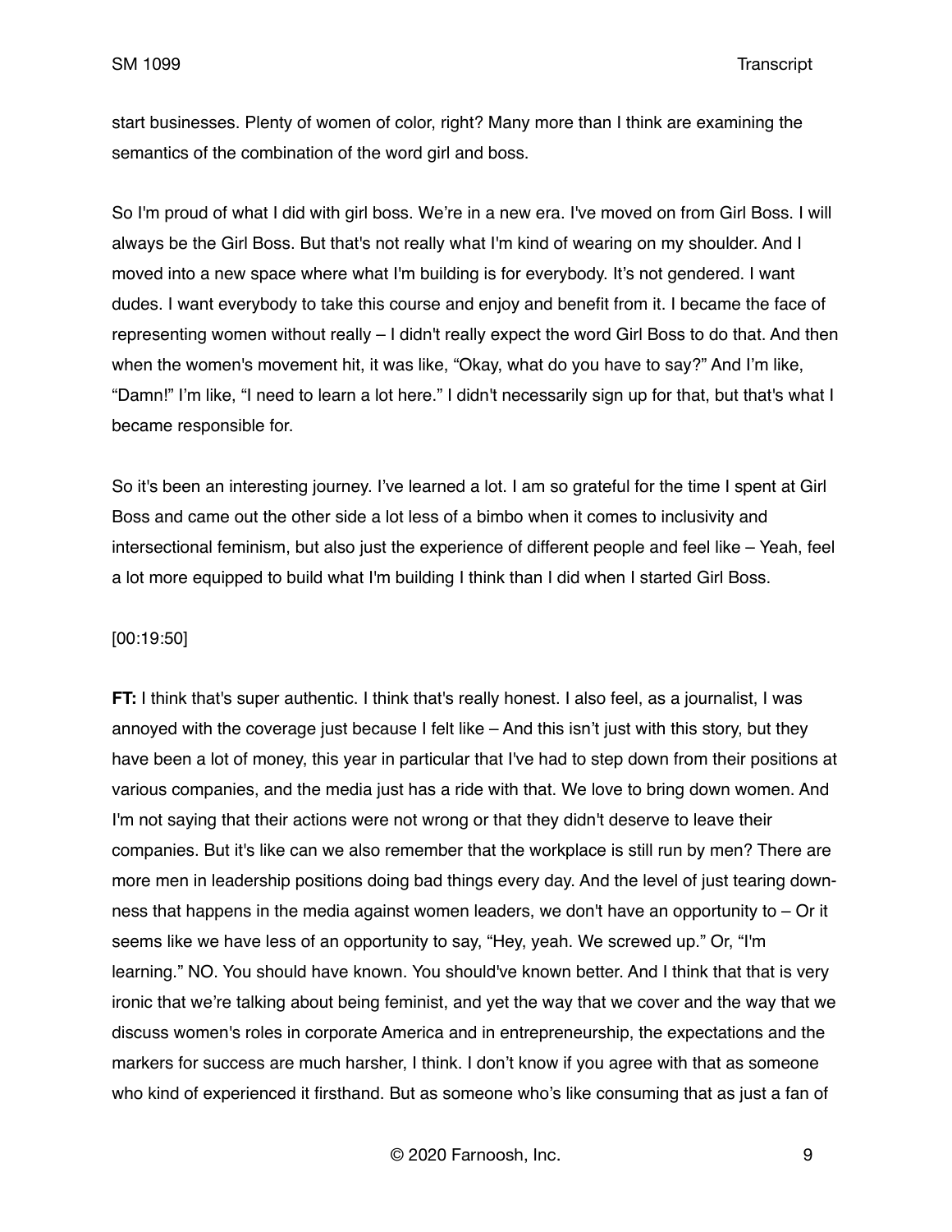start businesses. Plenty of women of color, right? Many more than I think are examining the semantics of the combination of the word girl and boss.

So I'm proud of what I did with girl boss. We're in a new era. I've moved on from Girl Boss. I will always be the Girl Boss. But that's not really what I'm kind of wearing on my shoulder. And I moved into a new space where what I'm building is for everybody. It's not gendered. I want dudes. I want everybody to take this course and enjoy and benefit from it. I became the face of representing women without really – I didn't really expect the word Girl Boss to do that. And then when the women's movement hit, it was like, "Okay, what do you have to say?" And I'm like, "Damn!" I'm like, "I need to learn a lot here." I didn't necessarily sign up for that, but that's what I became responsible for.

So it's been an interesting journey. I've learned a lot. I am so grateful for the time I spent at Girl Boss and came out the other side a lot less of a bimbo when it comes to inclusivity and intersectional feminism, but also just the experience of different people and feel like – Yeah, feel a lot more equipped to build what I'm building I think than I did when I started Girl Boss.

[00:19:50]

**FT:** I think that's super authentic. I think that's really honest. I also feel, as a journalist, I was annoyed with the coverage just because I felt like – And this isn't just with this story, but they have been a lot of money, this year in particular that I've had to step down from their positions at various companies, and the media just has a ride with that. We love to bring down women. And I'm not saying that their actions were not wrong or that they didn't deserve to leave their companies. But it's like can we also remember that the workplace is still run by men? There are more men in leadership positions doing bad things every day. And the level of just tearing down-ness that happens in the media against women leaders, we don't have an opportunity to – Or it seems like we have less of an opportunity to say, "Hey, yeah. We screwed up." Or, "I'm learning." NO. You should have known. You should've known better. And I think that that is very ironic that we're talking about being feminist, and yet the way that we cover and the way that we discuss women's roles in corporate America and in entrepreneurship, the expectations and the markers for success are much harsher, I think. I don't know if you agree with that as someone who kind of experienced it firsthand. But as someone who's like consuming that as just a fan of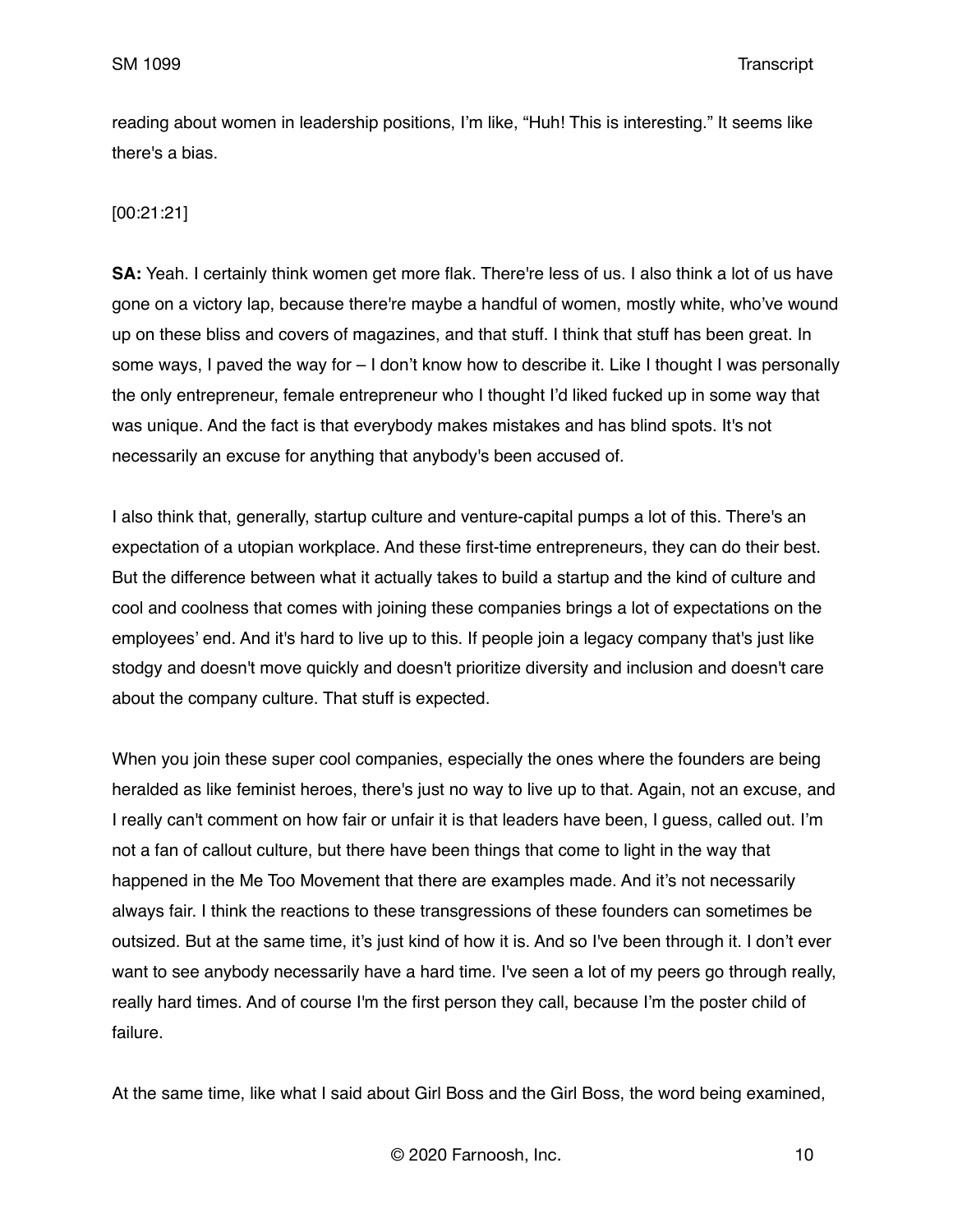reading about women in leadership positions, I'm like, "Huh! This is interesting." It seems like there's a bias.

[00:21:21]

**SA:** Yeah. I certainly think women get more flak. There're less of us. I also think a lot of us have gone on a victory lap, because there're maybe a handful of women, mostly white, who've wound up on these bliss and covers of magazines, and that stuff. I think that stuff has been great. In some ways, I paved the way for – I don't know how to describe it. Like I thought I was personally the only entrepreneur, female entrepreneur who I thought I'd liked fucked up in some way that was unique. And the fact is that everybody makes mistakes and has blind spots. It's not necessarily an excuse for anything that anybody's been accused of.

I also think that, generally, startup culture and venture-capital pumps a lot of this. There's an expectation of a utopian workplace. And these first-time entrepreneurs, they can do their best. But the difference between what it actually takes to build a startup and the kind of culture and cool and coolness that comes with joining these companies brings a lot of expectations on the employees' end. And it's hard to live up to this. If people join a legacy company that's just like stodgy and doesn't move quickly and doesn't prioritize diversity and inclusion and doesn't care about the company culture. That stuff is expected.

When you join these super cool companies, especially the ones where the founders are being heralded as like feminist heroes, there's just no way to live up to that. Again, not an excuse, and I really can't comment on how fair or unfair it is that leaders have been, I guess, called out. I'm not a fan of callout culture, but there have been things that come to light in the way that happened in the Me Too Movement that there are examples made. And it's not necessarily always fair. I think the reactions to these transgressions of these founders can sometimes be outsized. But at the same time, it's just kind of how it is. And so I've been through it. I don't ever want to see anybody necessarily have a hard time. I've seen a lot of my peers go through really, really hard times. And of course I'm the first person they call, because I'm the poster child of failure.

At the same time, like what I said about Girl Boss and the Girl Boss, the word being examined,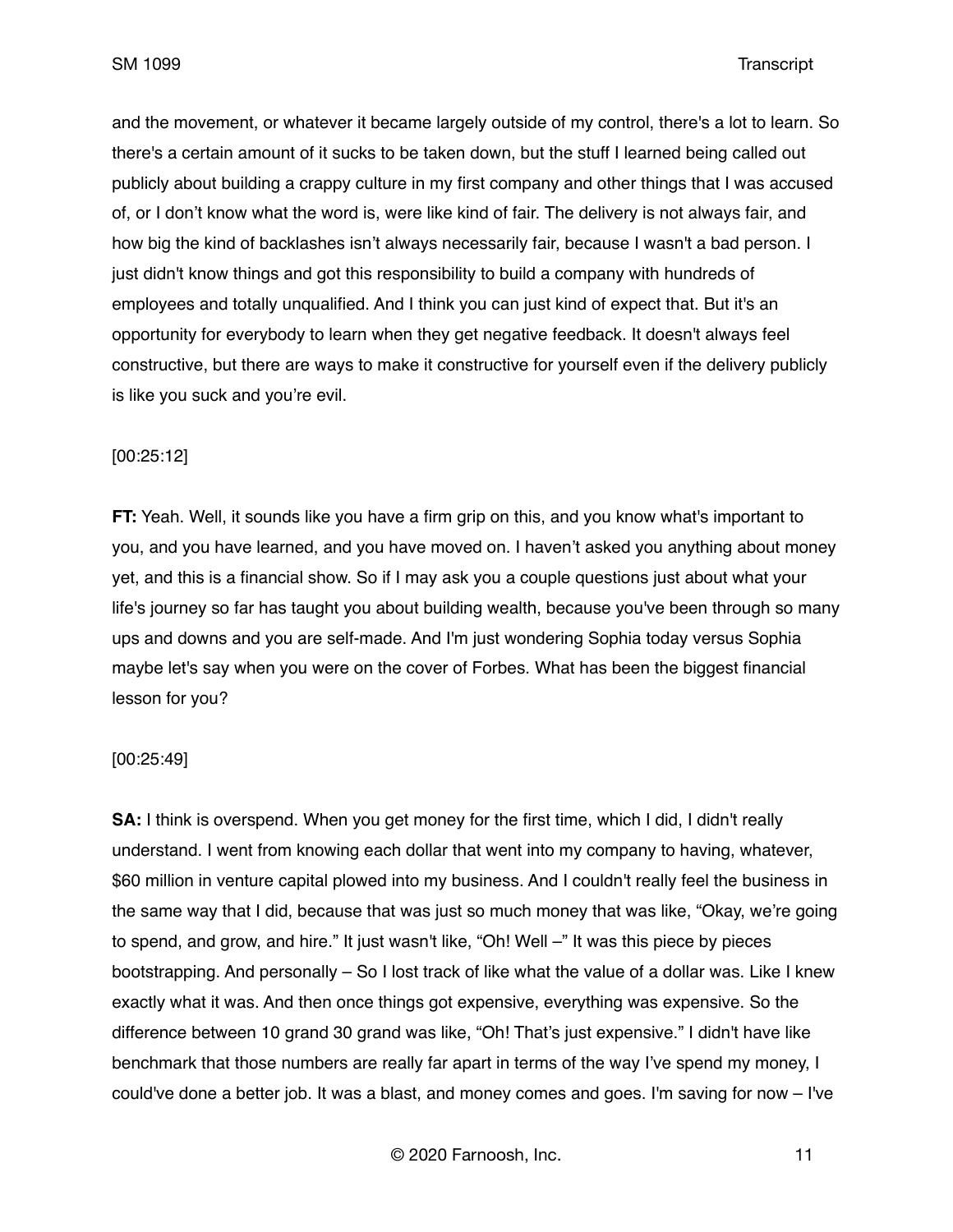and the movement, or whatever it became largely outside of my control, there's a lot to learn. So there's a certain amount of it sucks to be taken down, but the stuff I learned being called out publicly about building a crappy culture in my first company and other things that I was accused of, or I don't know what the word is, were like kind of fair. The delivery is not always fair, and how big the kind of backlashes isn't always necessarily fair, because I wasn't a bad person. I just didn't know things and got this responsibility to build a company with hundreds of employees and totally unqualified. And I think you can just kind of expect that. But it's an opportunity for everybody to learn when they get negative feedback. It doesn't always feel constructive, but there are ways to make it constructive for yourself even if the delivery publicly is like you suck and you're evil.

[00:25:12]

**FT:** Yeah. Well, it sounds like you have a firm grip on this, and you know what's important to you, and you have learned, and you have moved on. I haven't asked you anything about money yet, and this is a financial show. So if I may ask you a couple questions just about what your life's journey so far has taught you about building wealth, because you've been through so many ups and downs and you are self-made. And I'm just wondering Sophia today versus Sophia maybe let's say when you were on the cover of Forbes. What has been the biggest financial lesson for you?

[00:25:49]

**SA:** I think is overspend. When you get money for the first time, which I did, I didn't really understand. I went from knowing each dollar that went into my company to having, whatever, $60 million in venture capital plowed into my business. And I couldn't really feel the business in the same way that I did, because that was just so much money that was like, "Okay, we're going to spend, and grow, and hire." It just wasn't like, "Oh! Well –" It was this piece by pieces bootstrapping. And personally – So I lost track of like what the value of a dollar was. Like I knew exactly what it was. And then once things got expensive, everything was expensive. So the difference between 10 grand 30 grand was like, "Oh! That's just expensive." I didn't have like benchmark that those numbers are really far apart in terms of the way I've spend my money, I could've done a better job. It was a blast, and money comes and goes. I'm saving for now – I've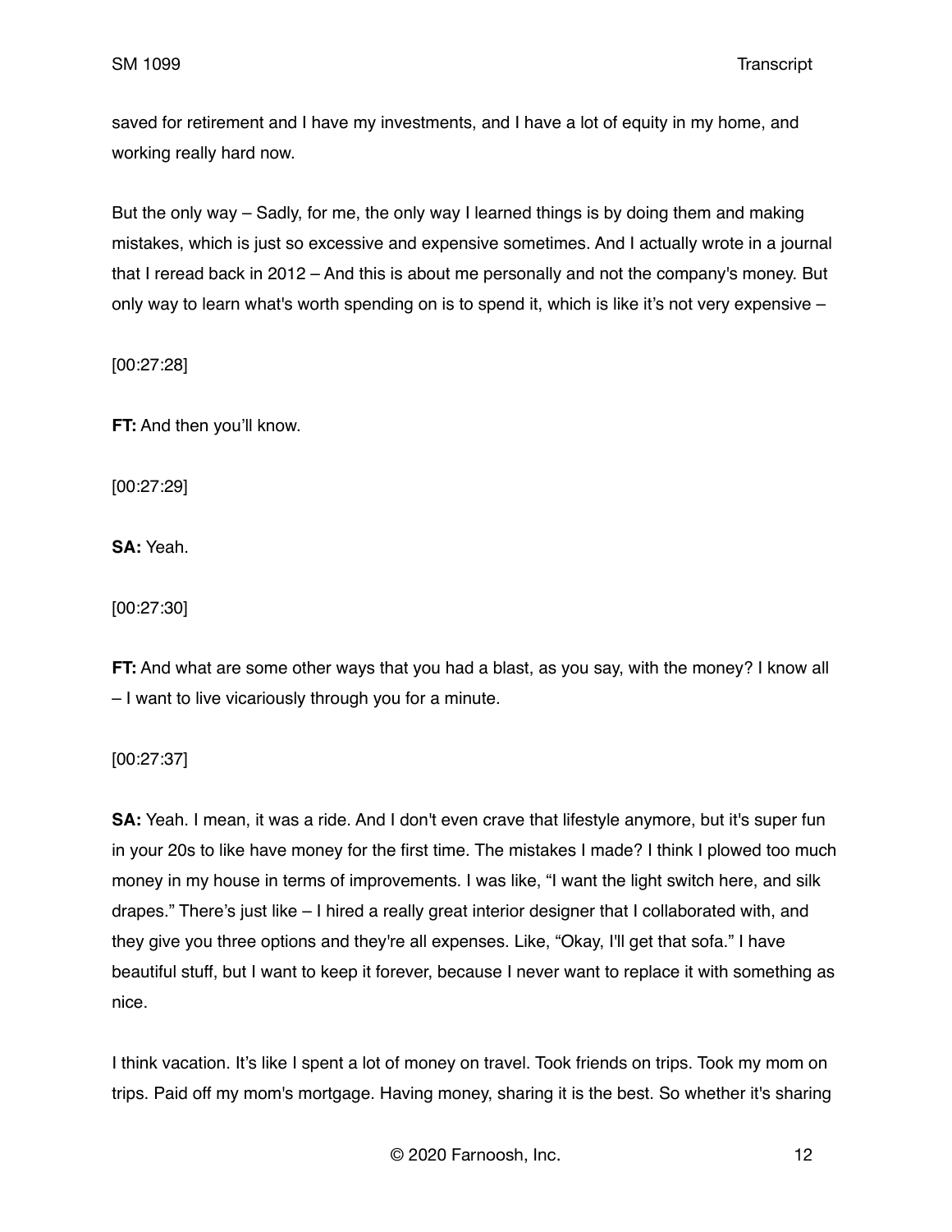saved for retirement and I have my investments, and I have a lot of equity in my home, and working really hard now.

But the only way – Sadly, for me, the only way I learned things is by doing them and making mistakes, which is just so excessive and expensive sometimes. And I actually wrote in a journal that I reread back in 2012 – And this is about me personally and not the company's money. But only way to learn what's worth spending on is to spend it, which is like it's not very expensive –

[00:27:28]

**FT:** And then you'll know.

[00:27:29]

**SA:** Yeah.

[00:27:30]

**FT:** And what are some other ways that you had a blast, as you say, with the money? I know all – I want to live vicariously through you for a minute.

[00:27:37]

**SA:** Yeah. I mean, it was a ride. And I don't even crave that lifestyle anymore, but it's super fun in your 20s to like have money for the first time. The mistakes I made? I think I plowed too much money in my house in terms of improvements. I was like, "I want the light switch here, and silk drapes." There's just like – I hired a really great interior designer that I collaborated with, and they give you three options and they're all expenses. Like, "Okay, I'll get that sofa." I have beautiful stuff, but I want to keep it forever, because I never want to replace it with something as nice.

I think vacation. It's like I spent a lot of money on travel. Took friends on trips. Took my mom on trips. Paid off my mom's mortgage. Having money, sharing it is the best. So whether it's sharing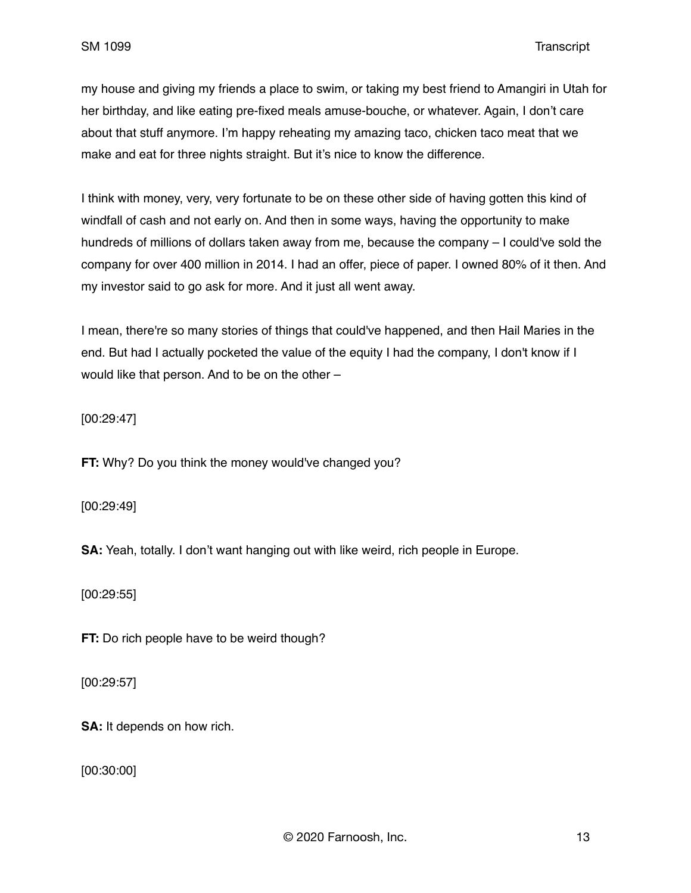my house and giving my friends a place to swim, or taking my best friend to Amangiri in Utah for her birthday, and like eating pre-fixed meals amuse-bouche, or whatever. Again, I don't care about that stuff anymore. I'm happy reheating my amazing taco, chicken taco meat that we make and eat for three nights straight. But it's nice to know the difference.

I think with money, very, very fortunate to be on these other side of having gotten this kind of windfall of cash and not early on. And then in some ways, having the opportunity to make hundreds of millions of dollars taken away from me, because the company – I could've sold the company for over 400 million in 2014. I had an offer, piece of paper. I owned 80% of it then. And my investor said to go ask for more. And it just all went away.

I mean, there're so many stories of things that could've happened, and then Hail Maries in the end. But had I actually pocketed the value of the equity I had the company, I don't know if I would like that person. And to be on the other –

[00:29:47]

**FT:** Why? Do you think the money would've changed you?

[00:29:49]

**SA:** Yeah, totally. I don't want hanging out with like weird, rich people in Europe.

[00:29:55]

**FT:** Do rich people have to be weird though?

[00:29:57]

**SA:** It depends on how rich.

[00:30:00]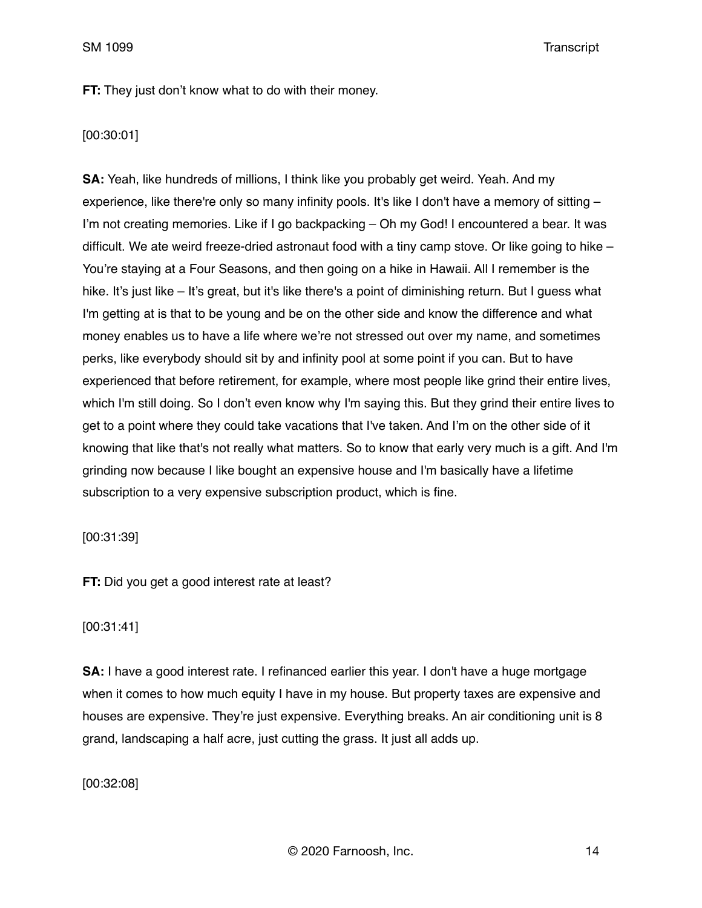**FT:** They just don't know what to do with their money.

[00:30:01]

**SA:** Yeah, like hundreds of millions, I think like you probably get weird. Yeah. And my experience, like there're only so many infinity pools. It's like I don't have a memory of sitting – I'm not creating memories. Like if I go backpacking – Oh my God! I encountered a bear. It was difficult. We ate weird freeze-dried astronaut food with a tiny camp stove. Or like going to hike – You're staying at a Four Seasons, and then going on a hike in Hawaii. All I remember is the hike. It's just like – It's great, but it's like there's a point of diminishing return. But I guess what I'm getting at is that to be young and be on the other side and know the difference and what money enables us to have a life where we're not stressed out over my name, and sometimes perks, like everybody should sit by and infinity pool at some point if you can. But to have experienced that before retirement, for example, where most people like grind their entire lives, which I'm still doing. So I don't even know why I'm saying this. But they grind their entire lives to get to a point where they could take vacations that I've taken. And I'm on the other side of it knowing that like that's not really what matters. So to know that early very much is a gift. And I'm grinding now because I like bought an expensive house and I'm basically have a lifetime subscription to a very expensive subscription product, which is fine.

[00:31:39]

**FT:** Did you get a good interest rate at least?

[00:31:41]

**SA:** I have a good interest rate. I refinanced earlier this year. I don't have a huge mortgage when it comes to how much equity I have in my house. But property taxes are expensive and houses are expensive. They're just expensive. Everything breaks. An air conditioning unit is 8 grand, landscaping a half acre, just cutting the grass. It just all adds up.

[00:32:08]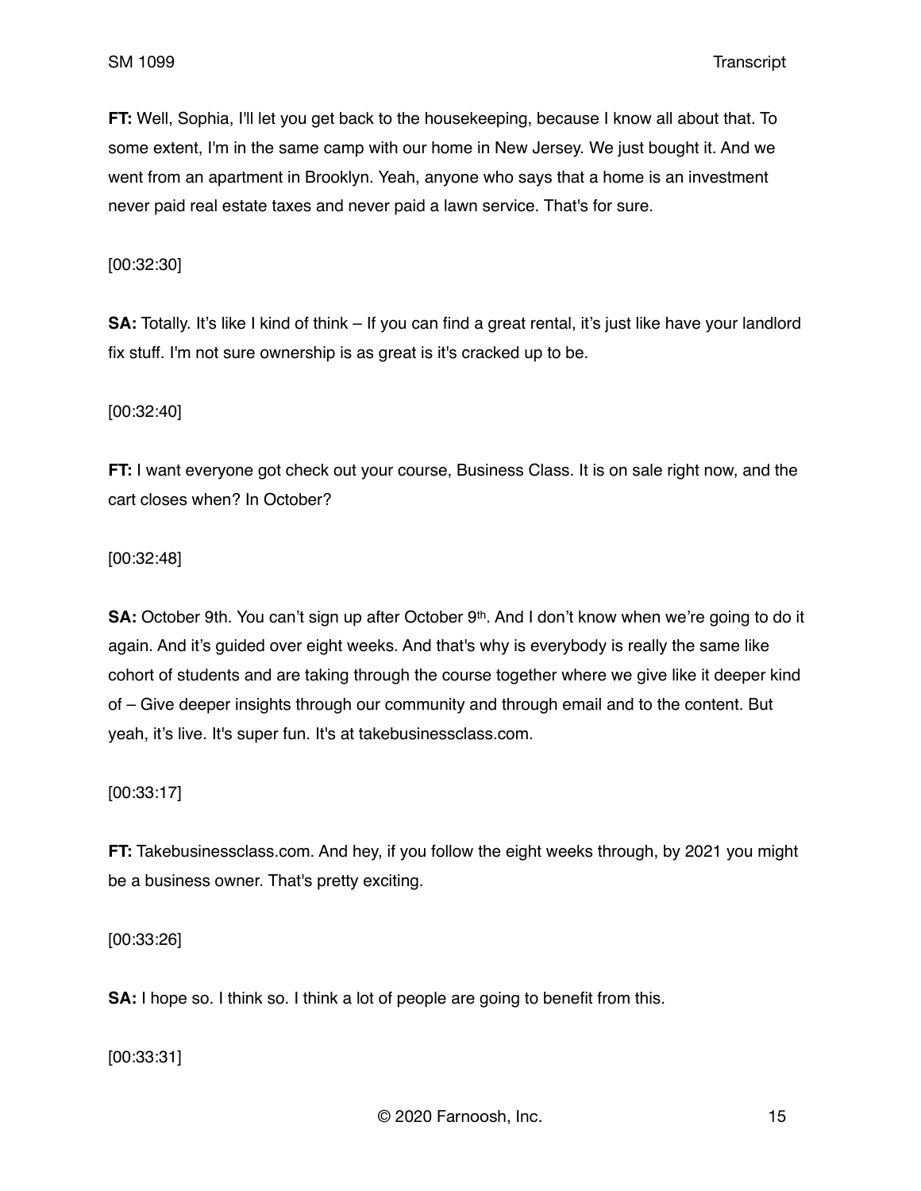**FT:** Well, Sophia, I'll let you get back to the housekeeping, because I know all about that. To some extent, I'm in the same camp with our home in New Jersey. We just bought it. And we went from an apartment in Brooklyn. Yeah, anyone who says that a home is an investment never paid real estate taxes and never paid a lawn service. That's for sure.

[00:32:30]

**SA:** Totally. It's like I kind of think – If you can find a great rental, it's just like have your landlord fix stuff. I'm not sure ownership is as great is it's cracked up to be.

[00:32:40]

**FT:** I want everyone got check out your course, Business Class. It is on sale right now, and the cart closes when? In October?

[00:32:48]

**SA:** October 9th. You can't sign up after October 9th. And I don't know when we're going to do it again. And it's guided over eight weeks. And that's why is everybody is really the same like cohort of students and are taking through the course together where we give like it deeper kind of – Give deeper insights through our community and through email and to the content. But yeah, it's live. It's super fun. It's at takebusinessclass.com.

[00:33:17]

**FT:** Takebusinessclass.com. And hey, if you follow the eight weeks through, by 2021 you might be a business owner. That's pretty exciting.

[00:33:26]

**SA:** I hope so. I think so. I think a lot of people are going to benefit from this.

[00:33:31]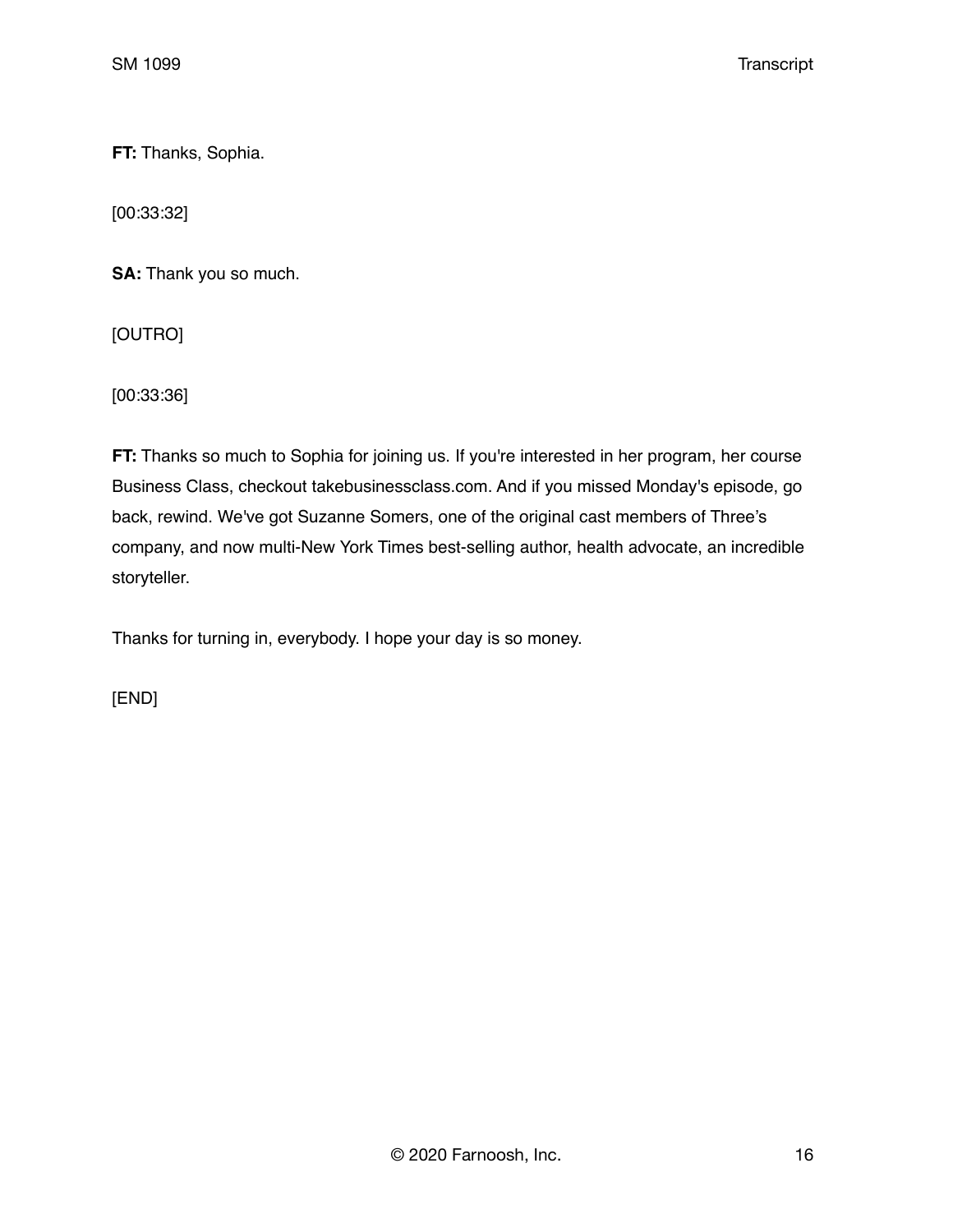**FT:** Thanks, Sophia.

[00:33:32]

**SA:** Thank you so much.

[OUTRO]

[00:33:36]

**FT:** Thanks so much to Sophia for joining us. If you're interested in her program, her course Business Class, checkout takebusinessclass.com. And if you missed Monday's episode, go back, rewind. We've got Suzanne Somers, one of the original cast members of Three's company, and now multi-New York Times best-selling author, health advocate, an incredible storyteller.

Thanks for turning in, everybody. I hope your day is so money.

[END]